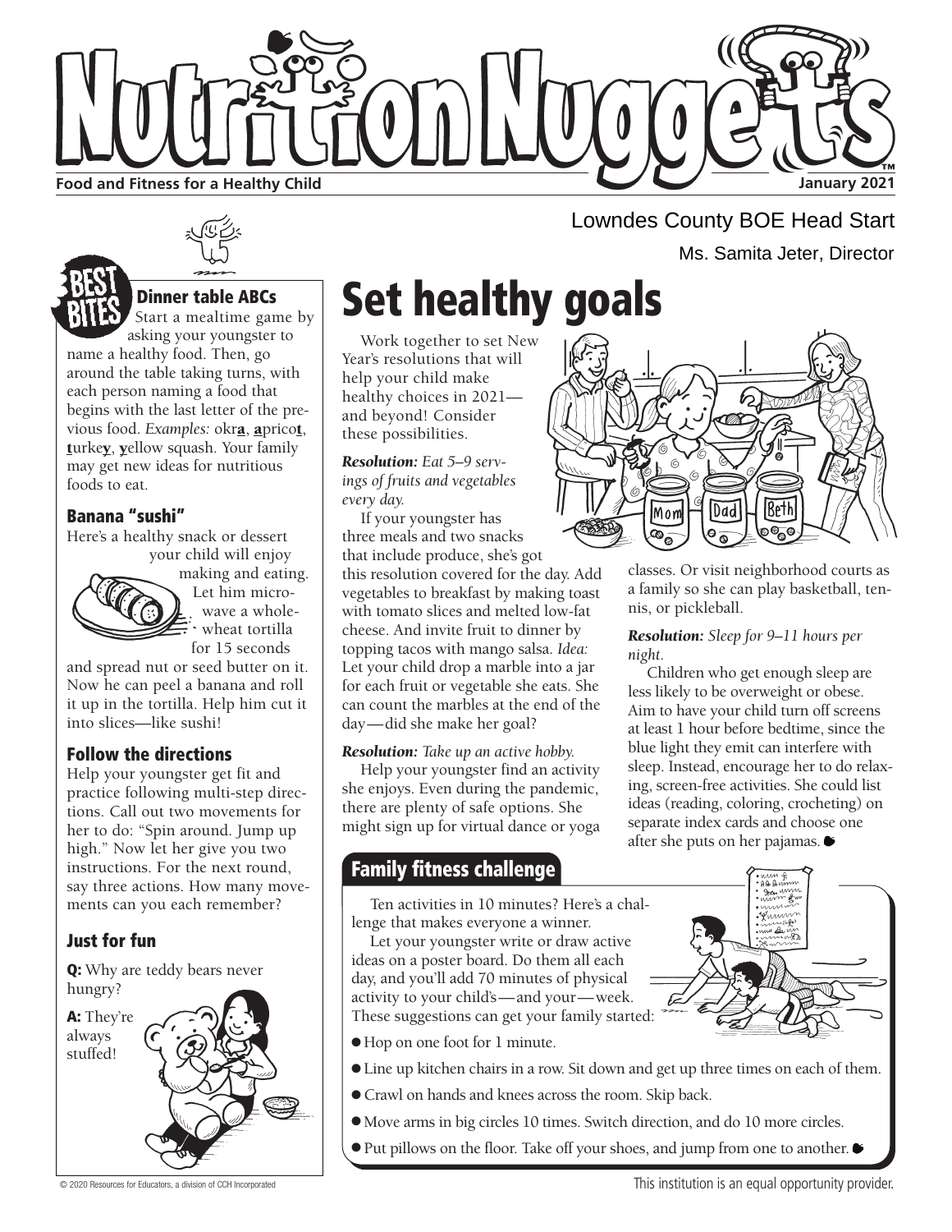# Nutrition Nuggets™

**Food and Fitness for a Healthy Child** — **January 2021**

Lowndes County BOE Head Start

Ms. Samita Jeter, Director

## BEST BITES

### Dinner table ABCs

Start a mealtime game by asking your youngster to name a healthy food. Then, go around the table taking turns, with each person naming a food that begins with the last letter of the previous food. *Examples:* okr**a**, **a**prico**t**, **t**urke**y**, **y**ellow squash. Your family may get new ideas for nutritious foods to eat.

### Banana "sushi"

Here's a healthy snack or dessert your child will enjoy making and eating. Let him microwave a whole-wheat tortilla for 15 seconds and spread nut or seed butter on it. Now he can peel a banana and roll it up in the tortilla. Help him cut it into slices—like sushi!

### Follow the directions

Help your youngster get fit and practice following multi-step directions. Call out two movements for her to do: "Spin around. Jump up high." Now let her give you two instructions. For the next round, say three actions. How many movements can you each remember?

### Just for fun

**Q:** Why are teddy bears never hungry?

**A:** They're always stuffed!

# Set healthy goals

Work together to set New Year's resolutions that will help your child make healthy choices in 2021—and beyond! Consider these possibilities.

***Resolution:*** *Eat 5–9 servings of fruits and vegetables every day.*

If your youngster has three meals and two snacks that include produce, she's got this resolution covered for the day. Add vegetables to breakfast by making toast with tomato slices and melted low-fat cheese. And invite fruit to dinner by topping tacos with mango salsa. *Idea:* Let your child drop a marble into a jar for each fruit or vegetable she eats. She can count the marbles at the end of the day—did she make her goal?

***Resolution:*** *Take up an active hobby.*

Help your youngster find an activity she enjoys. Even during the pandemic, there are plenty of safe options. She might sign up for virtual dance or yoga classes. Or visit neighborhood courts as a family so she can play basketball, tennis, or pickleball.

***Resolution:*** *Sleep for 9–11 hours per night.*

Children who get enough sleep are less likely to be overweight or obese. Aim to have your child turn off screens at least 1 hour before bedtime, since the blue light they emit can interfere with sleep. Instead, encourage her to do relaxing, screen-free activities. She could list ideas (reading, coloring, crocheting) on separate index cards and choose one after she puts on her pajamas.

## Family fitness challenge

Ten activities in 10 minutes? Here's a challenge that makes everyone a winner.

Let your youngster write or draw active ideas on a poster board. Do them all each day, and you'll add 70 minutes of physical activity to your child's—and your—week. These suggestions can get your family started:

- Hop on one foot for 1 minute.
- Line up kitchen chairs in a row. Sit down and get up three times on each of them.
- Crawl on hands and knees across the room. Skip back.
- Move arms in big circles 10 times. Switch direction, and do 10 more circles.
- Put pillows on the floor. Take off your shoes, and jump from one to another.

© 2020 Resources for Educators, a division of CCH Incorporated

This institution is an equal opportunity provider.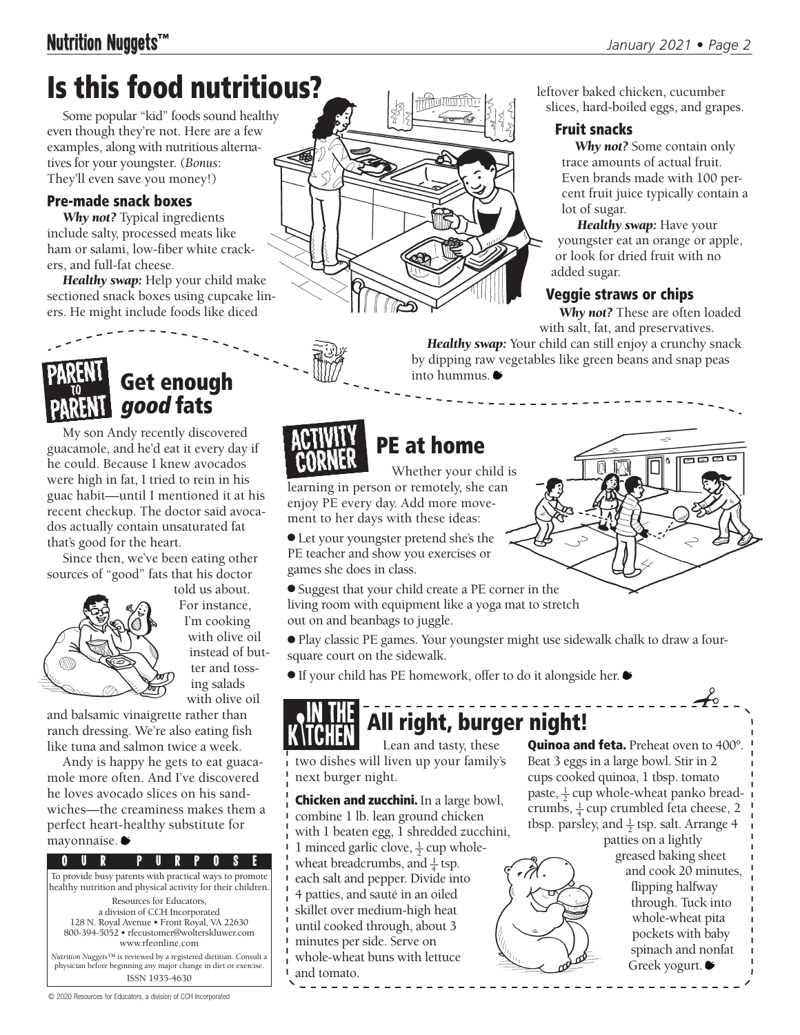# Is this food nutritious?

Some popular "kid" foods sound healthy even though they're not. Here are a few examples, along with nutritious alternatives for your youngster. (*Bonus*: They'll even save you money!)

### Pre-made snack boxes

***Why not?*** Typical ingredients include salty, processed meats like ham or salami, low-fiber white crackers, and full-fat cheese.

***Healthy swap:*** Help your child make sectioned snack boxes using cupcake liners. He might include foods like diced leftover baked chicken, cucumber slices, hard-boiled eggs, and grapes.

### Fruit snacks

***Why not?*** Some contain only trace amounts of actual fruit. Even brands made with 100 percent fruit juice typically contain a lot of sugar.

***Healthy swap:*** Have your youngster eat an orange or apple, or look for dried fruit with no added sugar.

### Veggie straws or chips

***Why not?*** These are often loaded with salt, fat, and preservatives.

***Healthy swap:*** Your child can still enjoy a crunchy snack by dipping raw vegetables like green beans and snap peas into hummus.

## PARENT TO PARENT: Get enough *good* fats

My son Andy recently discovered guacamole, and he'd eat it every day if he could. Because I knew avocados were high in fat, I tried to rein in his guac habit—until I mentioned it at his recent checkup. The doctor said avocados actually contain unsaturated fat that's good for the heart.

Since then, we've been eating other sources of "good" fats that his doctor told us about. For instance, I'm cooking with olive oil instead of butter and tossing salads with olive oil and balsamic vinaigrette rather than ranch dressing. We're also eating fish like tuna and salmon twice a week.

Andy is happy he gets to eat guacamole more often. And I've discovered he loves avocado slices on his sandwiches—the creaminess makes them a perfect heart-healthy substitute for mayonnaise.

## ACTIVITY CORNER: PE at home

Whether your child is learning in person or remotely, she can enjoy PE every day. Add more movement to her days with these ideas:

- Let your youngster pretend she's the PE teacher and show you exercises or games she does in class.
- Suggest that your child create a PE corner in the living room with equipment like a yoga mat to stretch out on and beanbags to juggle.
- Play classic PE games. Your youngster might use sidewalk chalk to draw a four-square court on the sidewalk.
- If your child has PE homework, offer to do it alongside her.

## IN THE KITCHEN: All right, burger night!

Lean and tasty, these two dishes will liven up your family's next burger night.

**Chicken and zucchini.** In a large bowl, combine 1 lb. lean ground chicken with 1 beaten egg, 1 shredded zucchini, 1 minced garlic clove, $\frac{1}{2}$ cup whole-wheat breadcrumbs, and $\frac{1}{4}$ tsp. each salt and pepper. Divide into 4 patties, and sauté in an oiled skillet over medium-high heat until cooked through, about 3 minutes per side. Serve on whole-wheat buns with lettuce and tomato.

**Quinoa and feta.** Preheat oven to 400°. Beat 3 eggs in a large bowl. Stir in 2 cups cooked quinoa, 1 tbsp. tomato paste, $\frac{1}{2}$ cup whole-wheat panko breadcrumbs, $\frac{1}{4}$ cup crumbled feta cheese, 2 tbsp. parsley, and $\frac{1}{2}$ tsp. salt. Arrange 4 patties on a lightly greased baking sheet and cook 20 minutes, flipping halfway through. Tuck into whole-wheat pita pockets with baby spinach and nonfat Greek yogurt.

---

**OUR PURPOSE**

To provide busy parents with practical ways to promote healthy nutrition and physical activity for their children.

Resources for Educators,
a division of CCH Incorporated
128 N. Royal Avenue • Front Royal, VA 22630
800-394-5052 • rfecustomer@wolterskluwer.com
www.rfeonline.com

*Nutrition Nuggets™* is reviewed by a registered dietitian. Consult a physician before beginning any major change in diet or exercise.

ISSN 1935-4630

© 2020 Resources for Educators, a division of CCH Incorporated